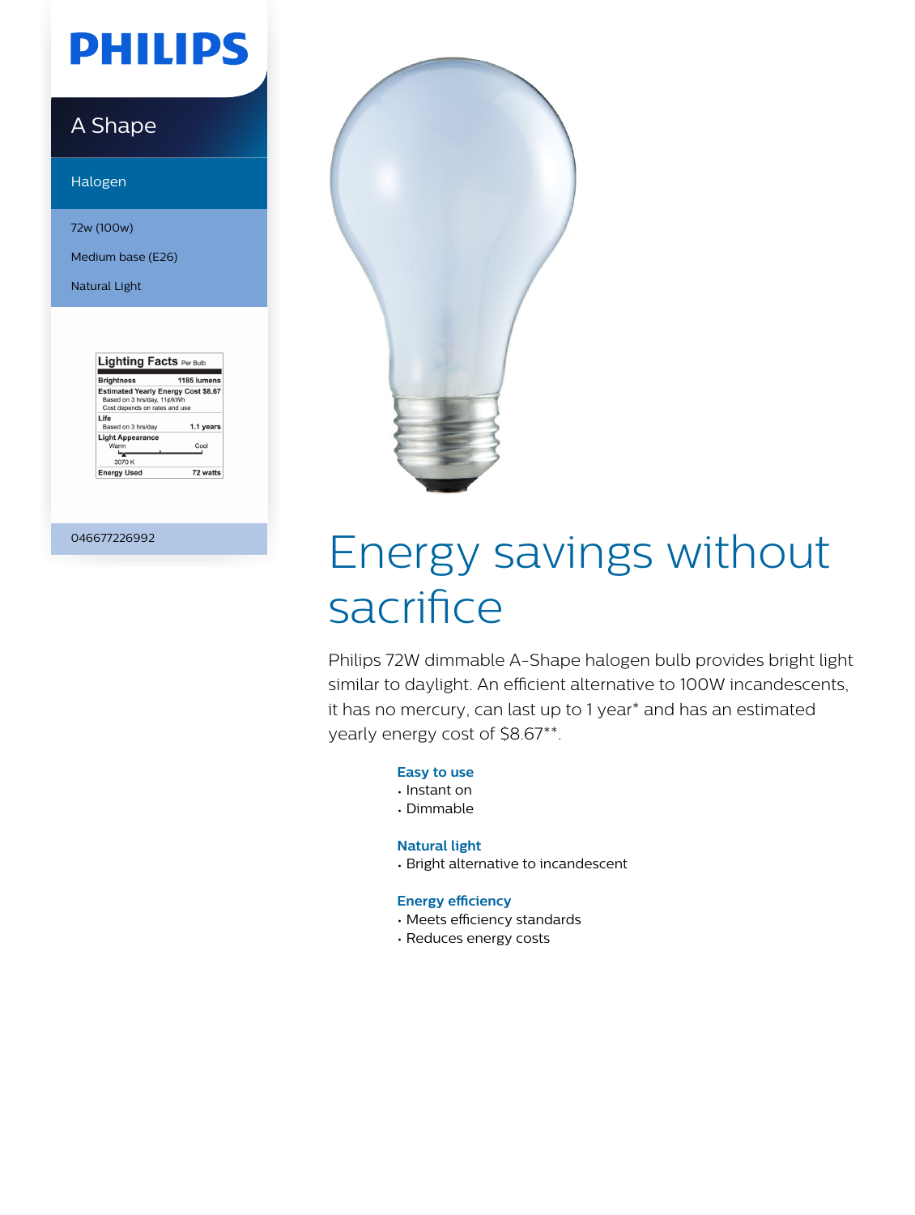# PHILIPS

## A Shape

### Halogen

72w (100w)

Medium base (E26)

Natural Light

| Lighting Facts Per Bulb | |
|---|---|
| Brightness | 1185 lumens |
| Estimated Yearly Energy Cost<br>Based on 3 hrs/day, 11¢/kWh<br>Cost depends on rates and use | $8.67 |
| Life<br>Based on 3 hrs/day | 1.1 years |
| Light Appearance<br>Warm — Cool<br>3070 K | |
| Energy Used | 72 watts |

046677226992

# Energy savings without sacrifice

Philips 72W dimmable A-Shape halogen bulb provides bright light similar to daylight. An efficient alternative to 100W incandescents, it has no mercury, can last up to 1 year* and has an estimated yearly energy cost of $8.67**.

**Easy to use**
- Instant on
- Dimmable

**Natural light**
- Bright alternative to incandescent

**Energy efficiency**
- Meets efficiency standards
- Reduces energy costs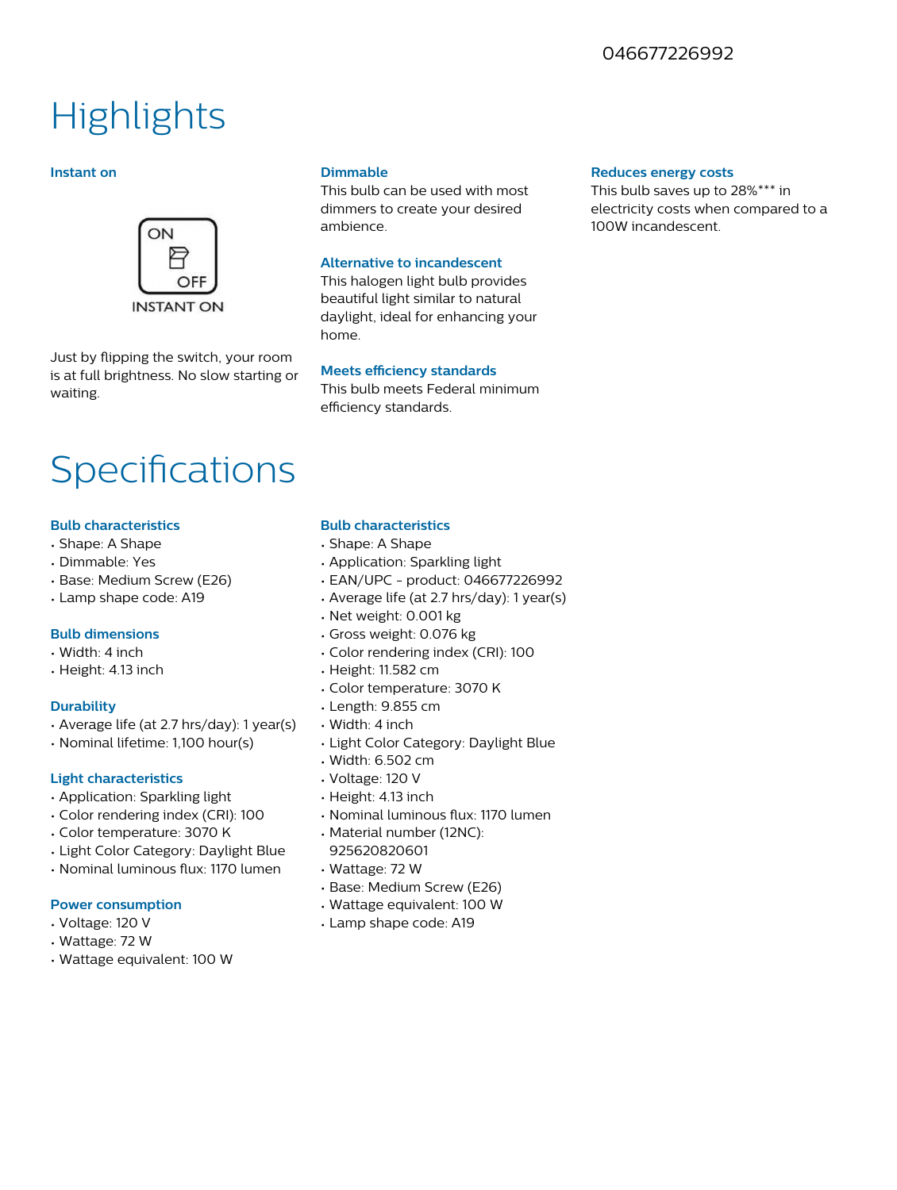046677226992

# Highlights

### Instant on

ON
OFF
INSTANT ON

Just by flipping the switch, your room is at full brightness. No slow starting or waiting.

### Dimmable

This bulb can be used with most dimmers to create your desired ambience.

### Alternative to incandescent

This halogen light bulb provides beautiful light similar to natural daylight, ideal for enhancing your home.

### Meets efficiency standards

This bulb meets Federal minimum efficiency standards.

### Reduces energy costs

This bulb saves up to 28%*** in electricity costs when compared to a 100W incandescent.

# Specifications

### Bulb characteristics

- Shape: A Shape
- Dimmable: Yes
- Base: Medium Screw (E26)
- Lamp shape code: A19

### Bulb dimensions

- Width: 4 inch
- Height: 4.13 inch

### Durability

- Average life (at 2.7 hrs/day): 1 year(s)
- Nominal lifetime: 1,100 hour(s)

### Light characteristics

- Application: Sparkling light
- Color rendering index (CRI): 100
- Color temperature: 3070 K
- Light Color Category: Daylight Blue
- Nominal luminous flux: 1170 lumen

### Power consumption

- Voltage: 120 V
- Wattage: 72 W
- Wattage equivalent: 100 W

### Bulb characteristics

- Shape: A Shape
- Application: Sparkling light
- EAN/UPC - product: 046677226992
- Average life (at 2.7 hrs/day): 1 year(s)
- Net weight: 0.001 kg
- Gross weight: 0.076 kg
- Color rendering index (CRI): 100
- Height: 11.582 cm
- Color temperature: 3070 K
- Length: 9.855 cm
- Width: 4 inch
- Light Color Category: Daylight Blue
- Width: 6.502 cm
- Voltage: 120 V
- Height: 4.13 inch
- Nominal luminous flux: 1170 lumen
- Material number (12NC): 925620820601
- Wattage: 72 W
- Base: Medium Screw (E26)
- Wattage equivalent: 100 W
- Lamp shape code: A19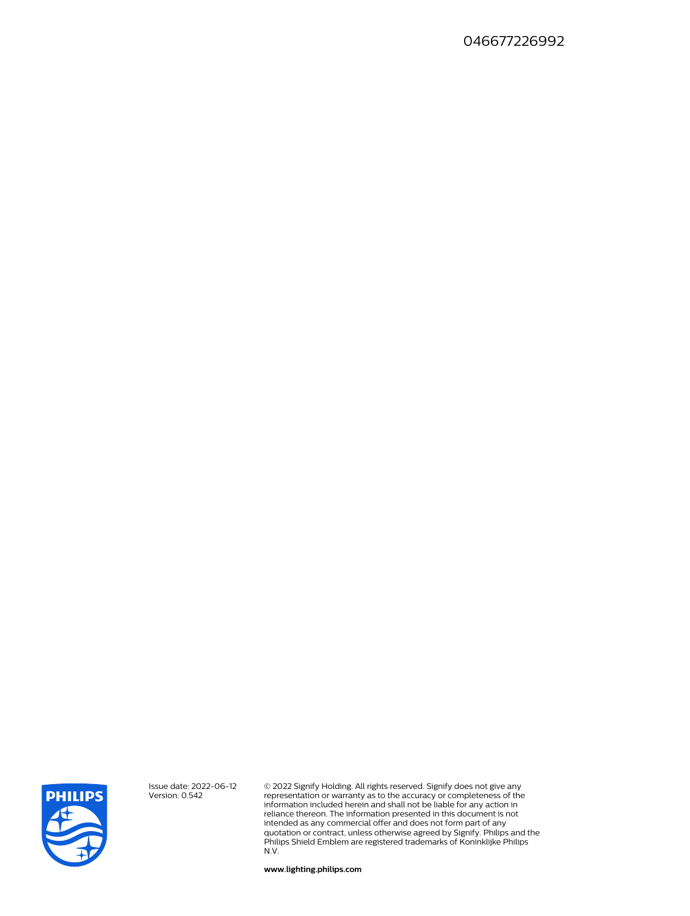046677226992

Issue date: 2022-06-12
Version: 0.542

© 2022 Signify Holding. All rights reserved. Signify does not give any representation or warranty as to the accuracy or completeness of the information included herein and shall not be liable for any action in reliance thereon. The information presented in this document is not intended as any commercial offer and does not form part of any quotation or contract, unless otherwise agreed by Signify. Philips and the Philips Shield Emblem are registered trademarks of Koninklijke Philips N.V.

**www.lighting.philips.com**